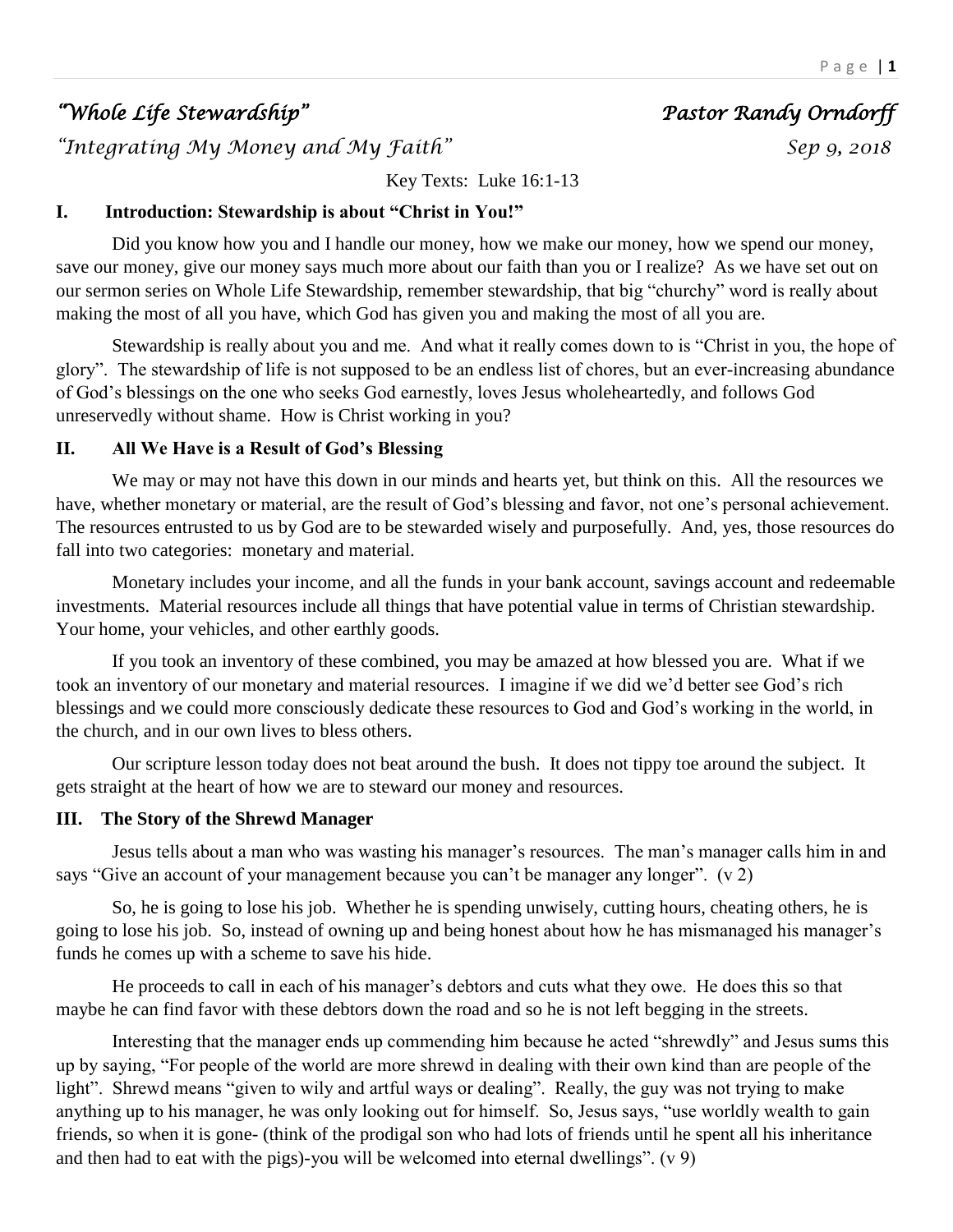# *"Whole Life Stewardship"* *Pastor Randy Orndorff*

*"Integrating My Money and My Faith"* *Sep 9, 2018*

Key Texts: Luke 16:1-13

## I. Introduction: Stewardship is about "Christ in You!"

Did you know how you and I handle our money, how we make our money, how we spend our money, save our money, give our money says much more about our faith than you or I realize? As we have set out on our sermon series on Whole Life Stewardship, remember stewardship, that big "churchy" word is really about making the most of all you have, which God has given you and making the most of all you are.

Stewardship is really about you and me. And what it really comes down to is "Christ in you, the hope of glory". The stewardship of life is not supposed to be an endless list of chores, but an ever-increasing abundance of God's blessings on the one who seeks God earnestly, loves Jesus wholeheartedly, and follows God unreservedly without shame. How is Christ working in you?

## II. All We Have is a Result of God's Blessing

We may or may not have this down in our minds and hearts yet, but think on this. All the resources we have, whether monetary or material, are the result of God's blessing and favor, not one's personal achievement. The resources entrusted to us by God are to be stewarded wisely and purposefully. And, yes, those resources do fall into two categories: monetary and material.

Monetary includes your income, and all the funds in your bank account, savings account and redeemable investments. Material resources include all things that have potential value in terms of Christian stewardship. Your home, your vehicles, and other earthly goods.

If you took an inventory of these combined, you may be amazed at how blessed you are. What if we took an inventory of our monetary and material resources. I imagine if we did we'd better see God's rich blessings and we could more consciously dedicate these resources to God and God's working in the world, in the church, and in our own lives to bless others.

Our scripture lesson today does not beat around the bush. It does not tippy toe around the subject. It gets straight at the heart of how we are to steward our money and resources.

## III. The Story of the Shrewd Manager

Jesus tells about a man who was wasting his manager's resources. The man's manager calls him in and says "Give an account of your management because you can't be manager any longer". (v 2)

So, he is going to lose his job. Whether he is spending unwisely, cutting hours, cheating others, he is going to lose his job. So, instead of owning up and being honest about how he has mismanaged his manager's funds he comes up with a scheme to save his hide.

He proceeds to call in each of his manager's debtors and cuts what they owe. He does this so that maybe he can find favor with these debtors down the road and so he is not left begging in the streets.

Interesting that the manager ends up commending him because he acted "shrewdly" and Jesus sums this up by saying, "For people of the world are more shrewd in dealing with their own kind than are people of the light". Shrewd means "given to wily and artful ways or dealing". Really, the guy was not trying to make anything up to his manager, he was only looking out for himself. So, Jesus says, "use worldly wealth to gain friends, so when it is gone- (think of the prodigal son who had lots of friends until he spent all his inheritance and then had to eat with the pigs)-you will be welcomed into eternal dwellings". (v 9)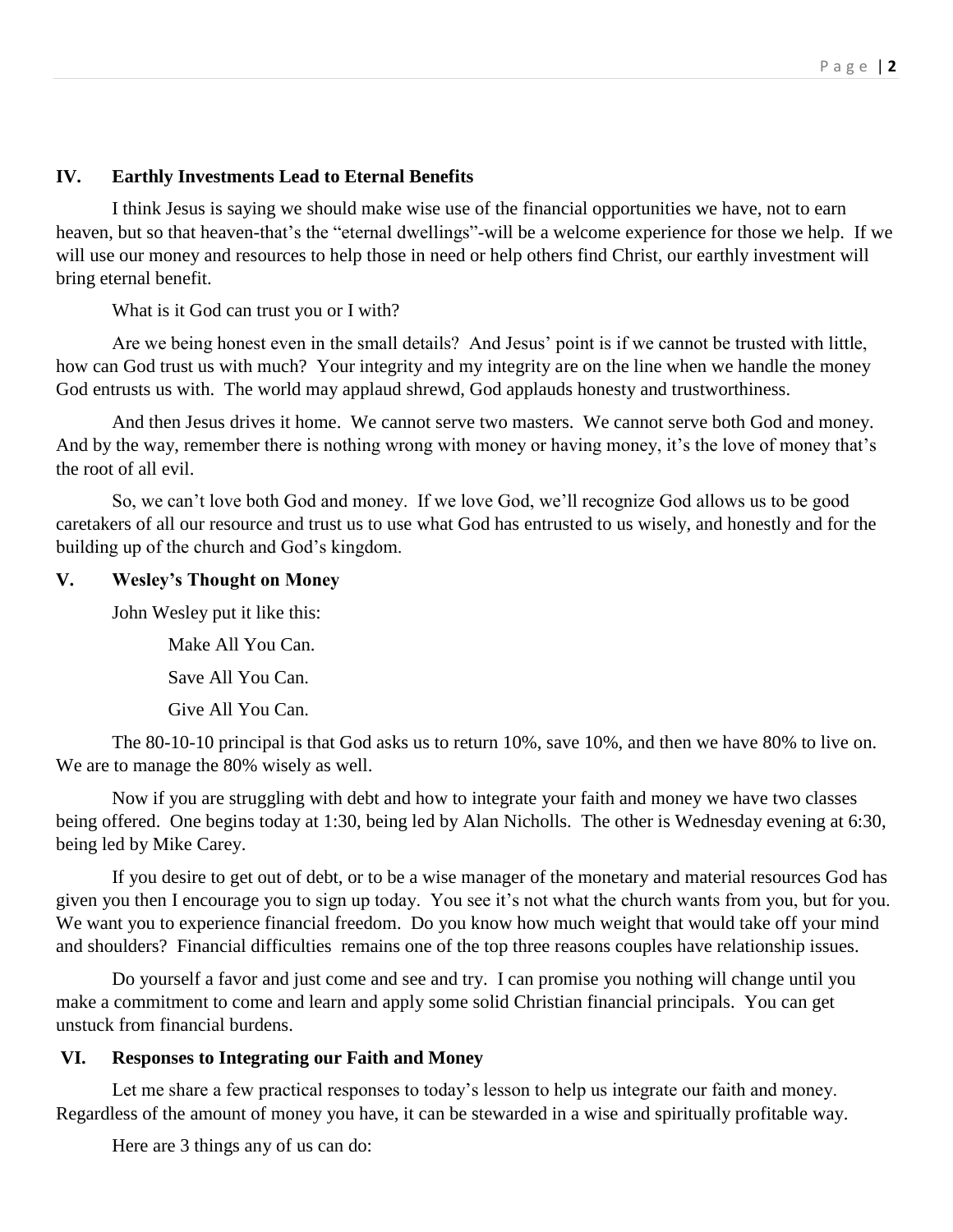## IV. Earthly Investments Lead to Eternal Benefits

I think Jesus is saying we should make wise use of the financial opportunities we have, not to earn heaven, but so that heaven-that's the "eternal dwellings"-will be a welcome experience for those we help. If we will use our money and resources to help those in need or help others find Christ, our earthly investment will bring eternal benefit.

What is it God can trust you or I with?

Are we being honest even in the small details? And Jesus' point is if we cannot be trusted with little, how can God trust us with much? Your integrity and my integrity are on the line when we handle the money God entrusts us with. The world may applaud shrewd, God applauds honesty and trustworthiness.

And then Jesus drives it home. We cannot serve two masters. We cannot serve both God and money. And by the way, remember there is nothing wrong with money or having money, it's the love of money that's the root of all evil.

So, we can't love both God and money. If we love God, we'll recognize God allows us to be good caretakers of all our resource and trust us to use what God has entrusted to us wisely, and honestly and for the building up of the church and God's kingdom.

## V. Wesley's Thought on Money

John Wesley put it like this:

Make All You Can.

Save All You Can.

Give All You Can.

The 80-10-10 principal is that God asks us to return 10%, save 10%, and then we have 80% to live on. We are to manage the 80% wisely as well.

Now if you are struggling with debt and how to integrate your faith and money we have two classes being offered. One begins today at 1:30, being led by Alan Nicholls. The other is Wednesday evening at 6:30, being led by Mike Carey.

If you desire to get out of debt, or to be a wise manager of the monetary and material resources God has given you then I encourage you to sign up today. You see it's not what the church wants from you, but for you. We want you to experience financial freedom. Do you know how much weight that would take off your mind and shoulders? Financial difficulties remains one of the top three reasons couples have relationship issues.

Do yourself a favor and just come and see and try. I can promise you nothing will change until you make a commitment to come and learn and apply some solid Christian financial principals. You can get unstuck from financial burdens.

## VI. Responses to Integrating our Faith and Money

Let me share a few practical responses to today's lesson to help us integrate our faith and money. Regardless of the amount of money you have, it can be stewarded in a wise and spiritually profitable way.

Here are 3 things any of us can do: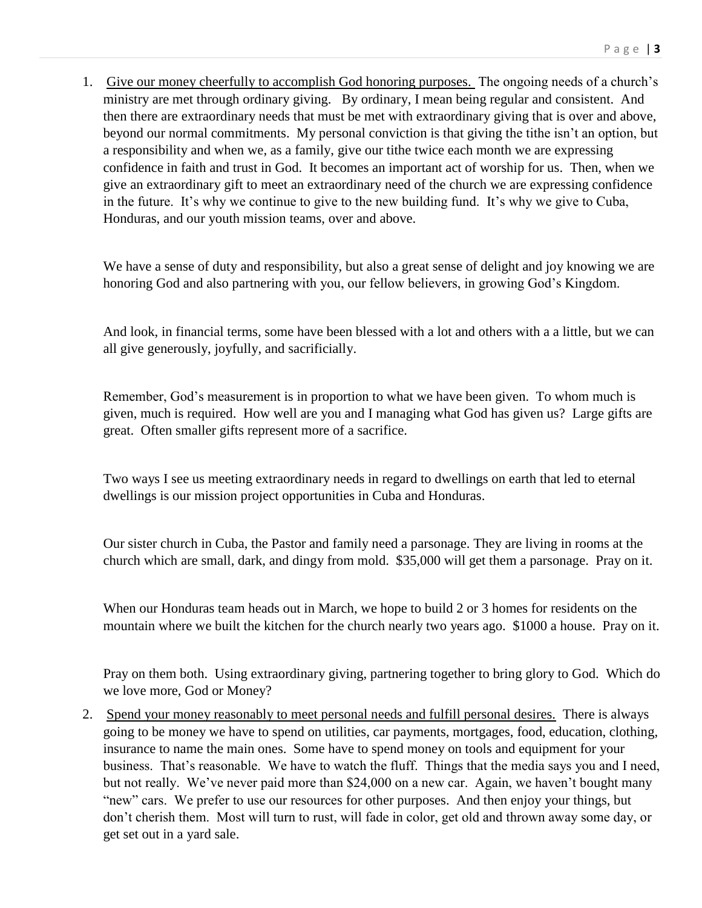1. <u>Give our money cheerfully to accomplish God honoring purposes.</u> The ongoing needs of a church's ministry are met through ordinary giving. By ordinary, I mean being regular and consistent. And then there are extraordinary needs that must be met with extraordinary giving that is over and above, beyond our normal commitments. My personal conviction is that giving the tithe isn't an option, but a responsibility and when we, as a family, give our tithe twice each month we are expressing confidence in faith and trust in God. It becomes an important act of worship for us. Then, when we give an extraordinary gift to meet an extraordinary need of the church we are expressing confidence in the future. It's why we continue to give to the new building fund. It's why we give to Cuba, Honduras, and our youth mission teams, over and above.

   We have a sense of duty and responsibility, but also a great sense of delight and joy knowing we are honoring God and also partnering with you, our fellow believers, in growing God's Kingdom.

   And look, in financial terms, some have been blessed with a lot and others with a a little, but we can all give generously, joyfully, and sacrificially.

   Remember, God's measurement is in proportion to what we have been given. To whom much is given, much is required. How well are you and I managing what God has given us? Large gifts are great. Often smaller gifts represent more of a sacrifice.

   Two ways I see us meeting extraordinary needs in regard to dwellings on earth that led to eternal dwellings is our mission project opportunities in Cuba and Honduras.

   Our sister church in Cuba, the Pastor and family need a parsonage. They are living in rooms at the church which are small, dark, and dingy from mold. $35,000 will get them a parsonage. Pray on it.

   When our Honduras team heads out in March, we hope to build 2 or 3 homes for residents on the mountain where we built the kitchen for the church nearly two years ago. $1000 a house. Pray on it.

   Pray on them both. Using extraordinary giving, partnering together to bring glory to God. Which do we love more, God or Money?

2. <u>Spend your money reasonably to meet personal needs and fulfill personal desires.</u> There is always going to be money we have to spend on utilities, car payments, mortgages, food, education, clothing, insurance to name the main ones. Some have to spend money on tools and equipment for your business. That's reasonable. We have to watch the fluff. Things that the media says you and I need, but not really. We've never paid more than $24,000 on a new car. Again, we haven't bought many "new" cars. We prefer to use our resources for other purposes. And then enjoy your things, but don't cherish them. Most will turn to rust, will fade in color, get old and thrown away some day, or get set out in a yard sale.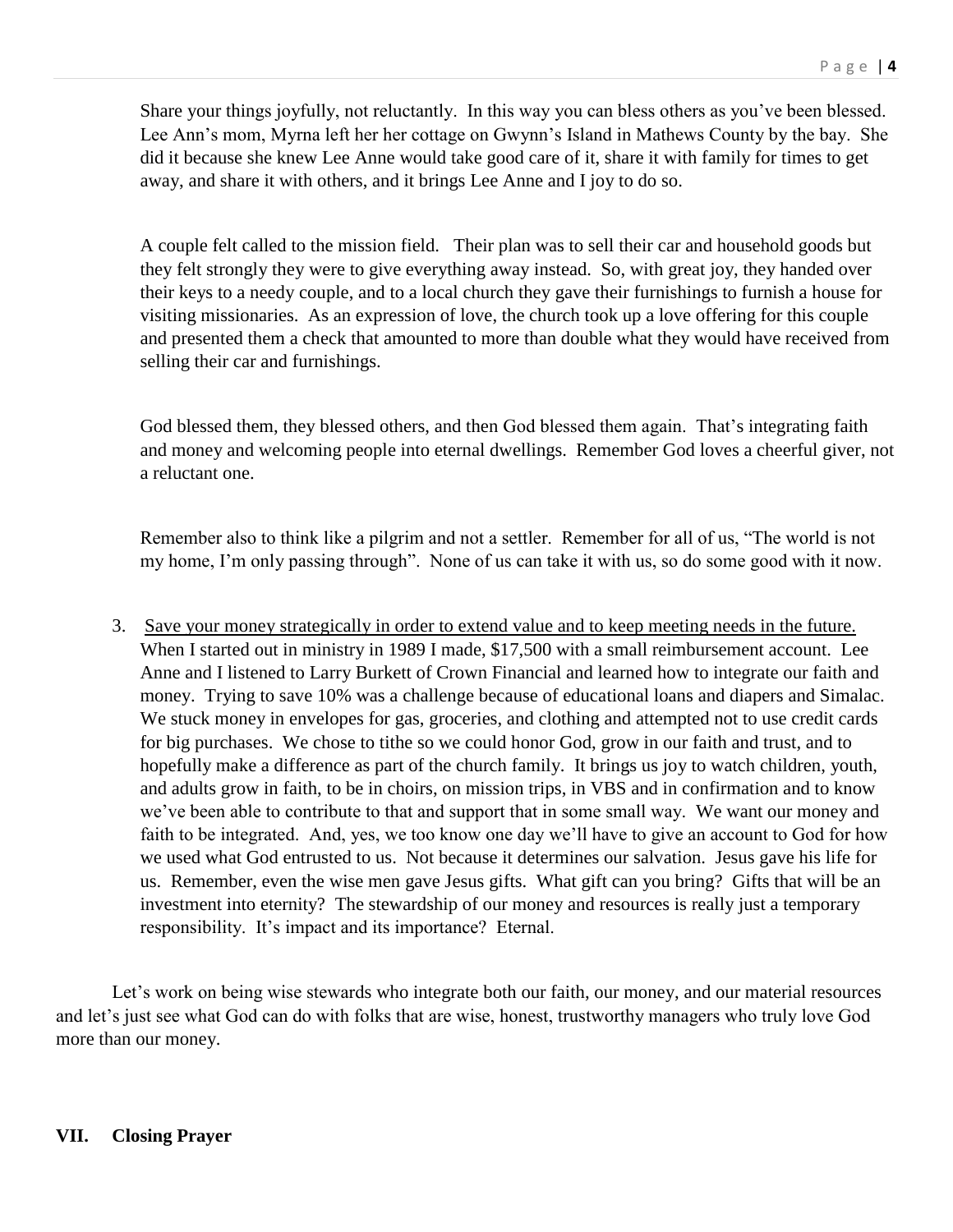Share your things joyfully, not reluctantly. In this way you can bless others as you've been blessed. Lee Ann's mom, Myrna left her her cottage on Gwynn's Island in Mathews County by the bay. She did it because she knew Lee Anne would take good care of it, share it with family for times to get away, and share it with others, and it brings Lee Anne and I joy to do so.

A couple felt called to the mission field. Their plan was to sell their car and household goods but they felt strongly they were to give everything away instead. So, with great joy, they handed over their keys to a needy couple, and to a local church they gave their furnishings to furnish a house for visiting missionaries. As an expression of love, the church took up a love offering for this couple and presented them a check that amounted to more than double what they would have received from selling their car and furnishings.

God blessed them, they blessed others, and then God blessed them again. That's integrating faith and money and welcoming people into eternal dwellings. Remember God loves a cheerful giver, not a reluctant one.

Remember also to think like a pilgrim and not a settler. Remember for all of us, "The world is not my home, I'm only passing through". None of us can take it with us, so do some good with it now.

3. <u>Save your money strategically in order to extend value and to keep meeting needs in the future.</u> When I started out in ministry in 1989 I made, $17,500 with a small reimbursement account. Lee Anne and I listened to Larry Burkett of Crown Financial and learned how to integrate our faith and money. Trying to save 10% was a challenge because of educational loans and diapers and Simalac. We stuck money in envelopes for gas, groceries, and clothing and attempted not to use credit cards for big purchases. We chose to tithe so we could honor God, grow in our faith and trust, and to hopefully make a difference as part of the church family. It brings us joy to watch children, youth, and adults grow in faith, to be in choirs, on mission trips, in VBS and in confirmation and to know we've been able to contribute to that and support that in some small way. We want our money and faith to be integrated. And, yes, we too know one day we'll have to give an account to God for how we used what God entrusted to us. Not because it determines our salvation. Jesus gave his life for us. Remember, even the wise men gave Jesus gifts. What gift can you bring? Gifts that will be an investment into eternity? The stewardship of our money and resources is really just a temporary responsibility. It's impact and its importance? Eternal.

Let's work on being wise stewards who integrate both our faith, our money, and our material resources and let's just see what God can do with folks that are wise, honest, trustworthy managers who truly love God more than our money.

**VII. Closing Prayer**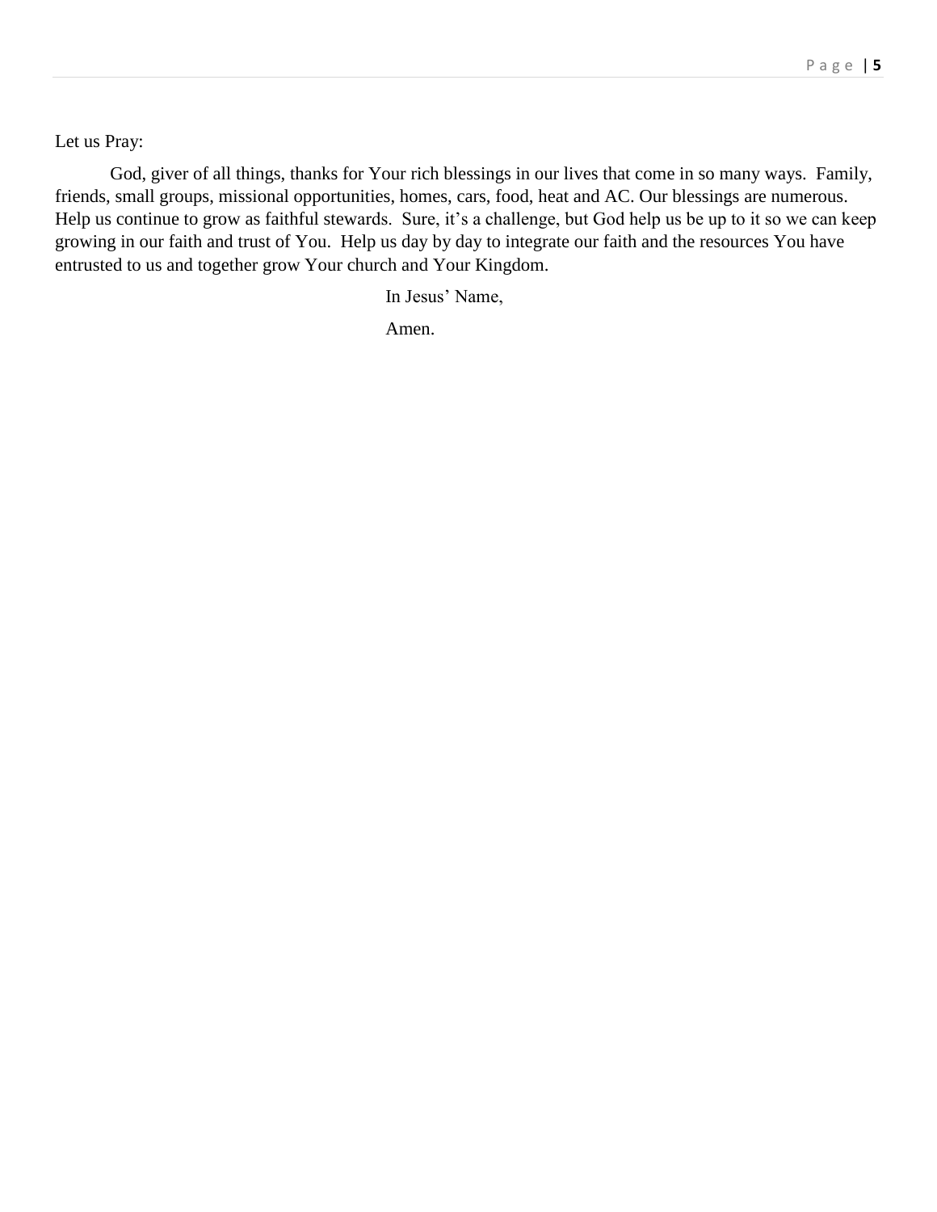Let us Pray:

God, giver of all things, thanks for Your rich blessings in our lives that come in so many ways. Family, friends, small groups, missional opportunities, homes, cars, food, heat and AC. Our blessings are numerous. Help us continue to grow as faithful stewards. Sure, it's a challenge, but God help us be up to it so we can keep growing in our faith and trust of You. Help us day by day to integrate our faith and the resources You have entrusted to us and together grow Your church and Your Kingdom.

In Jesus' Name,

Amen.